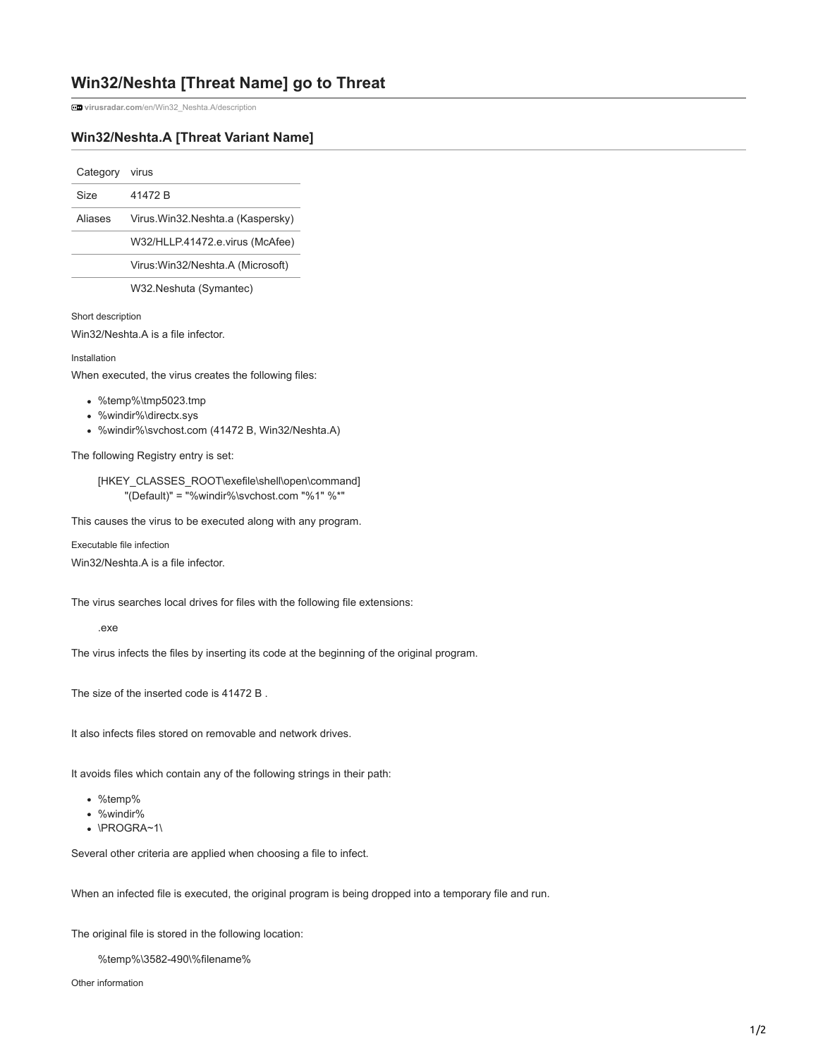# Win32/Neshta [Threat Name] go to Threat

virusradar.com/en/Win32_Neshta.A/description

## Win32/Neshta.A [Threat Variant Name]

| | |
|---|---|
| Category | virus |
| Size | 41472 B |
| Aliases | Virus.Win32.Neshta.a (Kaspersky) |
| | W32/HLLP.41472.e.virus (McAfee) |
| | Virus:Win32/Neshta.A (Microsoft) |
| | W32.Neshuta (Symantec) |

Short description

Win32/Neshta.A is a file infector.

Installation

When executed, the virus creates the following files:

- %temp%\tmp5023.tmp
- %windir%\directx.sys
- %windir%\svchost.com (41472 B, Win32/Neshta.A)

The following Registry entry is set:

```
[HKEY_CLASSES_ROOT\exefile\shell\open\command]
    "(Default)" = "%windir%\svchost.com "%1" %*"
```

This causes the virus to be executed along with any program.

Executable file infection

Win32/Neshta.A is a file infector.

The virus searches local drives for files with the following file extensions:

.exe

The virus infects the files by inserting its code at the beginning of the original program.

The size of the inserted code is 41472 B .

It also infects files stored on removable and network drives.

It avoids files which contain any of the following strings in their path:

- %temp%
- %windir%
- \PROGRA~1\

Several other criteria are applied when choosing a file to infect.

When an infected file is executed, the original program is being dropped into a temporary file and run.

The original file is stored in the following location:

%temp%\3582-490\%filename%

Other information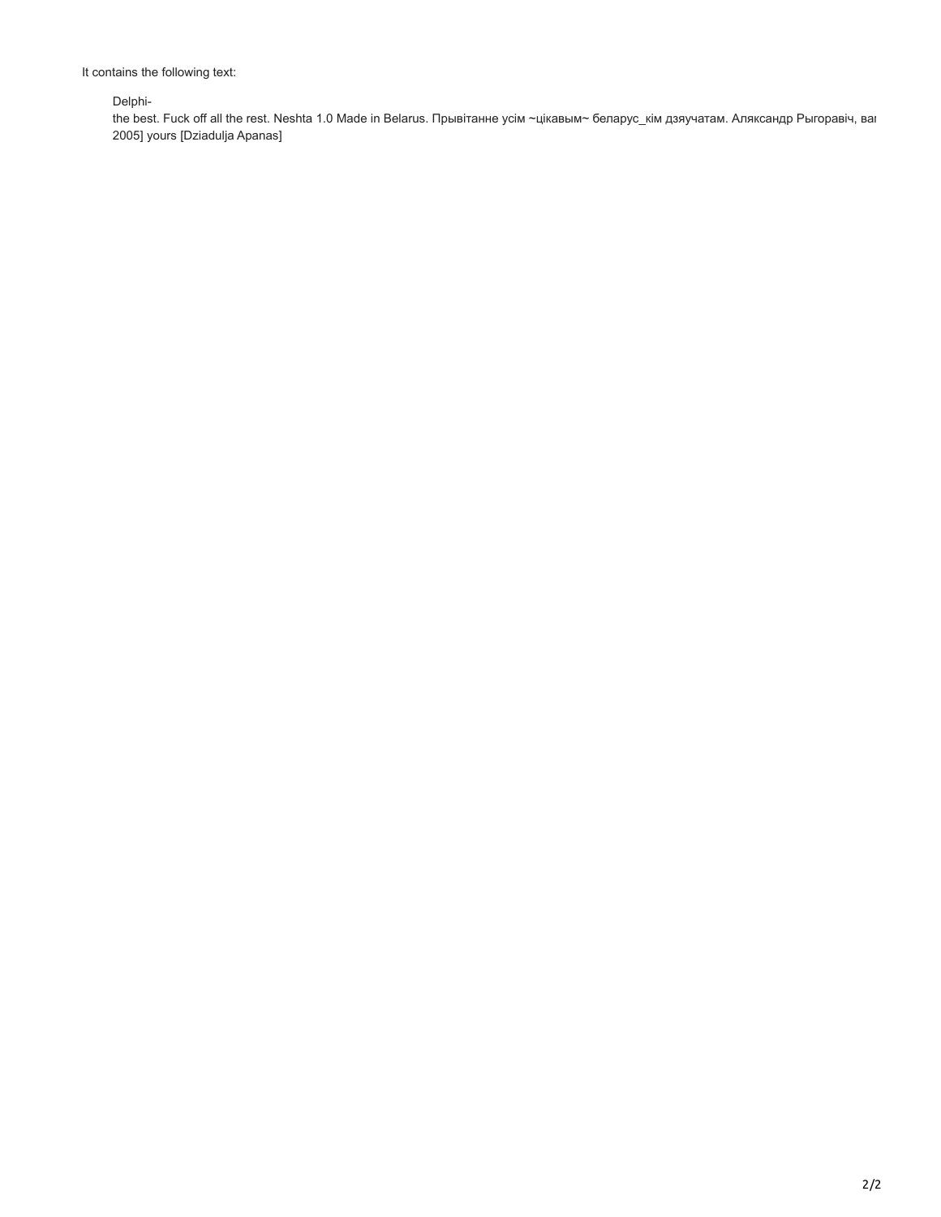It contains the following text:

> Delphi-
> the best. Fuck off all the rest. Neshta 1.0 Made in Belarus. Прывітанне усім ~цікавым~ беларус_кім дзяучатам. Аляксандр Рыгоравіч, ва
> 2005] yours [Dziadulja Apanas]